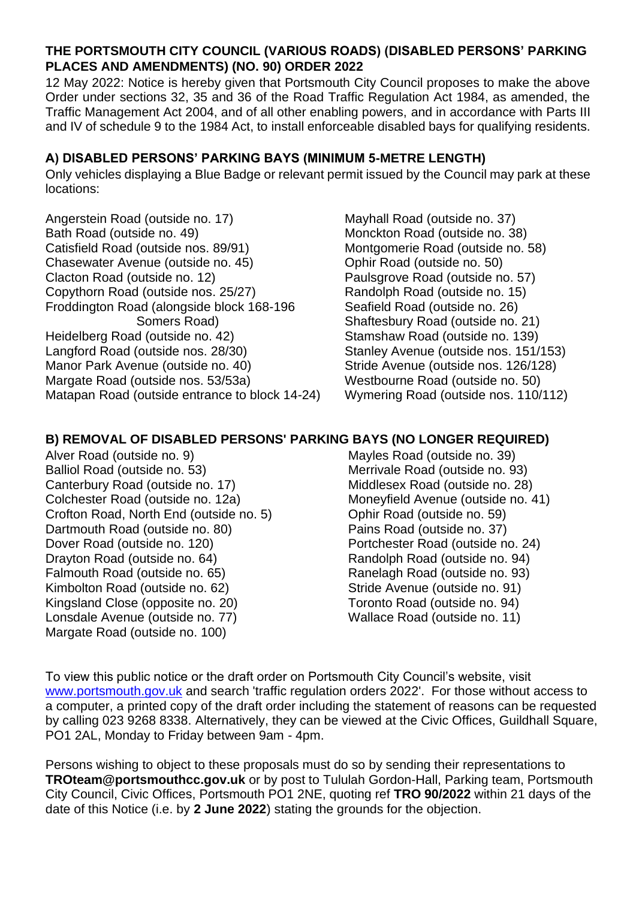**THE PORTSMOUTH CITY COUNCIL (VARIOUS ROADS) (DISABLED PERSONS' PARKING PLACES AND AMENDMENTS) (NO. 90) ORDER 2022**

12 May 2022: Notice is hereby given that Portsmouth City Council proposes to make the above Order under sections 32, 35 and 36 of the Road Traffic Regulation Act 1984, as amended, the Traffic Management Act 2004, and of all other enabling powers, and in accordance with Parts III and IV of schedule 9 to the 1984 Act, to install enforceable disabled bays for qualifying residents.

**A) DISABLED PERSONS' PARKING BAYS (MINIMUM 5-METRE LENGTH)**

Only vehicles displaying a Blue Badge or relevant permit issued by the Council may park at these locations:

Angerstein Road (outside no. 17)
Bath Road (outside no. 49)
Catisfield Road (outside nos. 89/91)
Chasewater Avenue (outside no. 45)
Clacton Road (outside no. 12)
Copythorn Road (outside nos. 25/27)
Froddington Road (alongside block 168-196 Somers Road)
Heidelberg Road (outside no. 42)
Langford Road (outside nos. 28/30)
Manor Park Avenue (outside no. 40)
Margate Road (outside nos. 53/53a)
Matapan Road (outside entrance to block 14-24)
Mayhall Road (outside no. 37)
Monckton Road (outside no. 38)
Montgomerie Road (outside no. 58)
Ophir Road (outside no. 50)
Paulsgrove Road (outside no. 57)
Randolph Road (outside no. 15)
Seafield Road (outside no. 26)
Shaftesbury Road (outside no. 21)
Stamshaw Road (outside no. 139)
Stanley Avenue (outside nos. 151/153)
Stride Avenue (outside nos. 126/128)
Westbourne Road (outside no. 50)
Wymering Road (outside nos. 110/112)

**B) REMOVAL OF DISABLED PERSONS' PARKING BAYS (NO LONGER REQUIRED)**

Alver Road (outside no. 9)
Balliol Road (outside no. 53)
Canterbury Road (outside no. 17)
Colchester Road (outside no. 12a)
Crofton Road, North End (outside no. 5)
Dartmouth Road (outside no. 80)
Dover Road (outside no. 120)
Drayton Road (outside no. 64)
Falmouth Road (outside no. 65)
Kimbolton Road (outside no. 62)
Kingsland Close (opposite no. 20)
Lonsdale Avenue (outside no. 77)
Margate Road (outside no. 100)
Mayles Road (outside no. 39)
Merrivale Road (outside no. 93)
Middlesex Road (outside no. 28)
Moneyfield Avenue (outside no. 41)
Ophir Road (outside no. 59)
Pains Road (outside no. 37)
Portchester Road (outside no. 24)
Randolph Road (outside no. 94)
Ranelagh Road (outside no. 93)
Stride Avenue (outside no. 91)
Toronto Road (outside no. 94)
Wallace Road (outside no. 11)

To view this public notice or the draft order on Portsmouth City Council's website, visit www.portsmouth.gov.uk and search 'traffic regulation orders 2022'. For those without access to a computer, a printed copy of the draft order including the statement of reasons can be requested by calling 023 9268 8338. Alternatively, they can be viewed at the Civic Offices, Guildhall Square, PO1 2AL, Monday to Friday between 9am - 4pm.

Persons wishing to object to these proposals must do so by sending their representations to **TROteam@portsmouthcc.gov.uk** or by post to Tululah Gordon-Hall, Parking team, Portsmouth City Council, Civic Offices, Portsmouth PO1 2NE, quoting ref **TRO 90/2022** within 21 days of the date of this Notice (i.e. by **2 June 2022**) stating the grounds for the objection.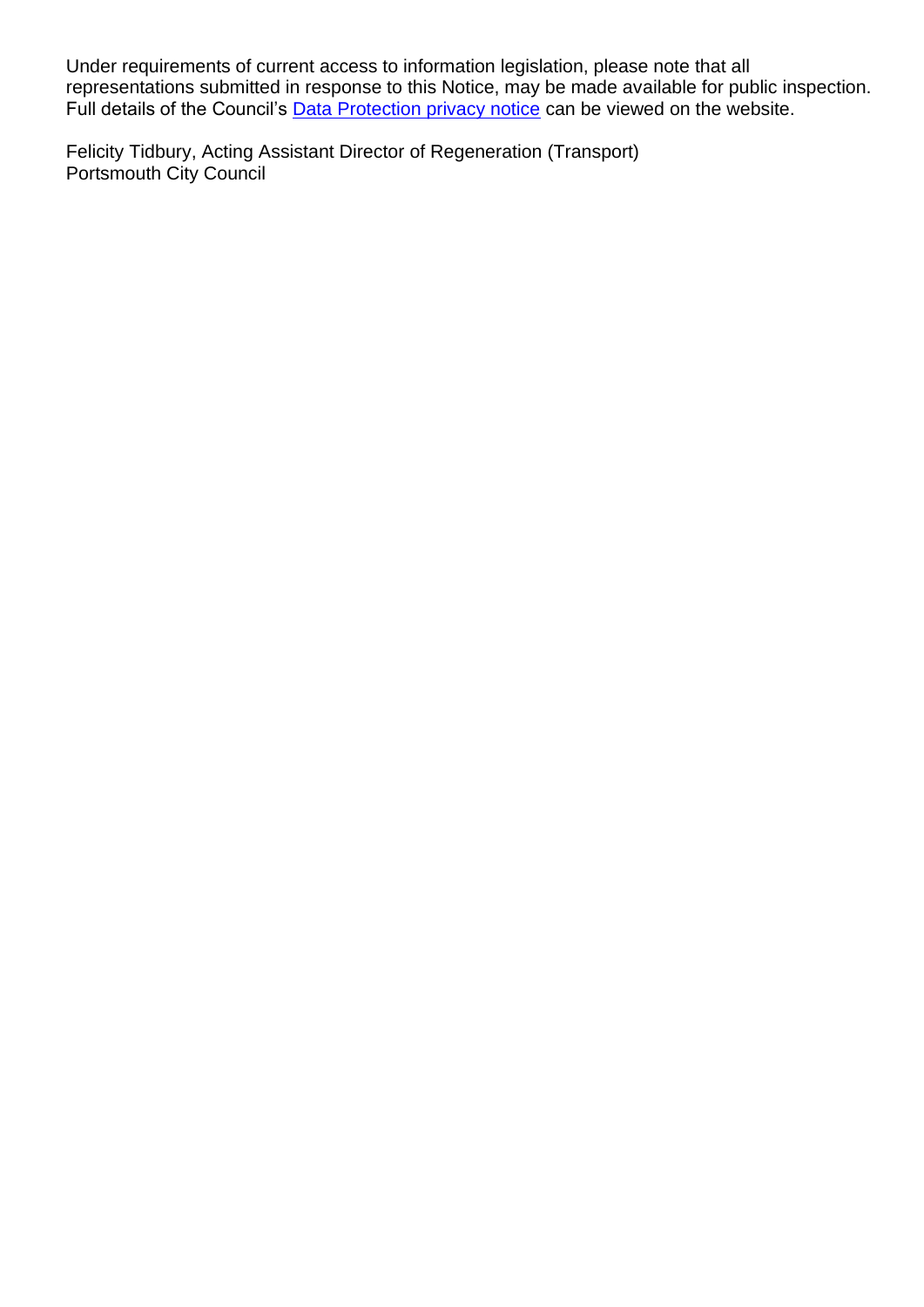Under requirements of current access to information legislation, please note that all representations submitted in response to this Notice, may be made available for public inspection. Full details of the Council's Data Protection privacy notice can be viewed on the website.

Felicity Tidbury, Acting Assistant Director of Regeneration (Transport)
Portsmouth City Council